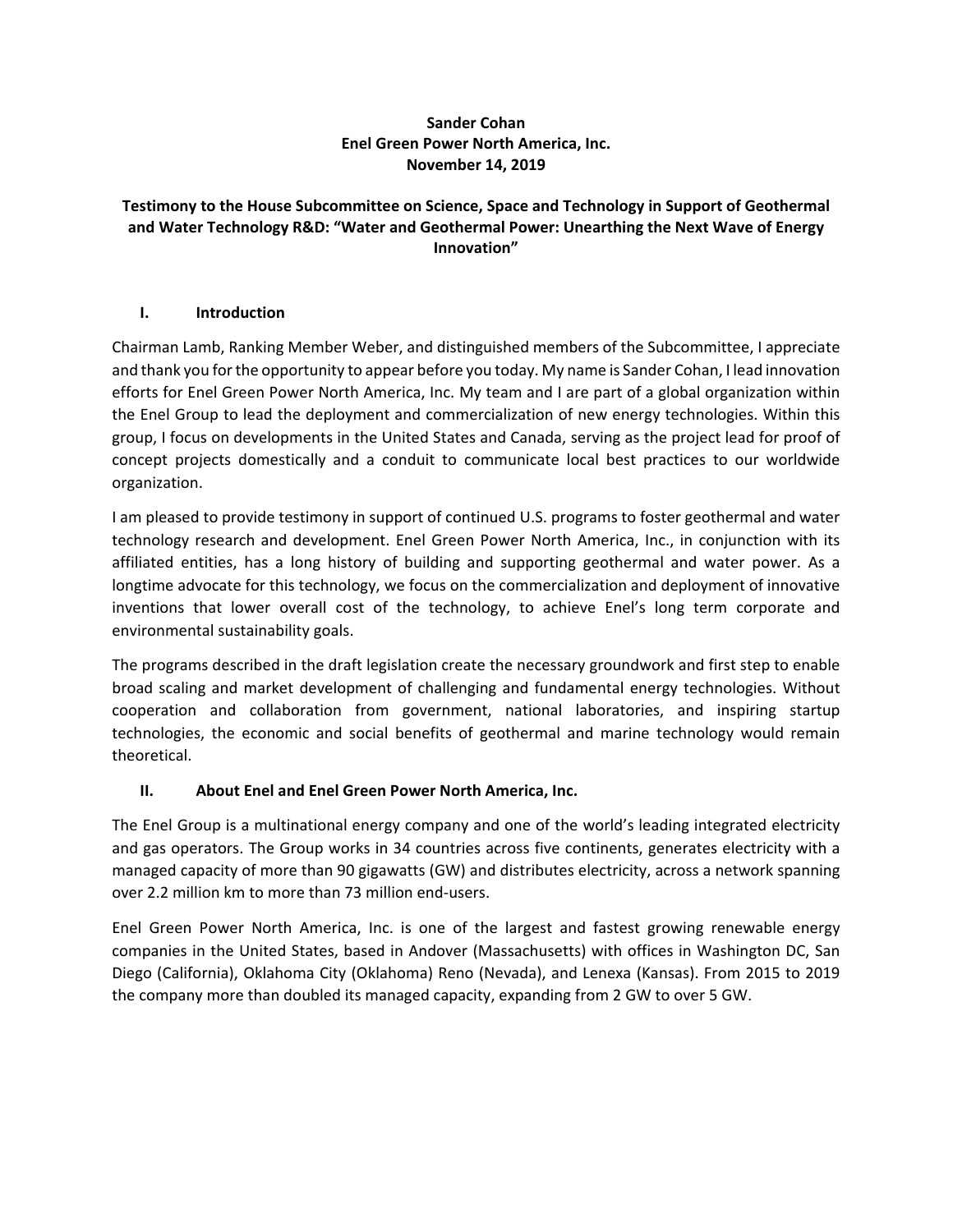**Sander Cohan**
**Enel Green Power North America, Inc.**
**November 14, 2019**

# Testimony to the House Subcommittee on Science, Space and Technology in Support of Geothermal and Water Technology R&D: "Water and Geothermal Power: Unearthing the Next Wave of Energy Innovation"

## I. Introduction

Chairman Lamb, Ranking Member Weber, and distinguished members of the Subcommittee, I appreciate and thank you for the opportunity to appear before you today. My name is Sander Cohan, I lead innovation efforts for Enel Green Power North America, Inc. My team and I are part of a global organization within the Enel Group to lead the deployment and commercialization of new energy technologies. Within this group, I focus on developments in the United States and Canada, serving as the project lead for proof of concept projects domestically and a conduit to communicate local best practices to our worldwide organization.

I am pleased to provide testimony in support of continued U.S. programs to foster geothermal and water technology research and development. Enel Green Power North America, Inc., in conjunction with its affiliated entities, has a long history of building and supporting geothermal and water power. As a longtime advocate for this technology, we focus on the commercialization and deployment of innovative inventions that lower overall cost of the technology, to achieve Enel's long term corporate and environmental sustainability goals.

The programs described in the draft legislation create the necessary groundwork and first step to enable broad scaling and market development of challenging and fundamental energy technologies. Without cooperation and collaboration from government, national laboratories, and inspiring startup technologies, the economic and social benefits of geothermal and marine technology would remain theoretical.

## II. About Enel and Enel Green Power North America, Inc.

The Enel Group is a multinational energy company and one of the world's leading integrated electricity and gas operators. The Group works in 34 countries across five continents, generates electricity with a managed capacity of more than 90 gigawatts (GW) and distributes electricity, across a network spanning over 2.2 million km to more than 73 million end-users.

Enel Green Power North America, Inc. is one of the largest and fastest growing renewable energy companies in the United States, based in Andover (Massachusetts) with offices in Washington DC, San Diego (California), Oklahoma City (Oklahoma) Reno (Nevada), and Lenexa (Kansas). From 2015 to 2019 the company more than doubled its managed capacity, expanding from 2 GW to over 5 GW.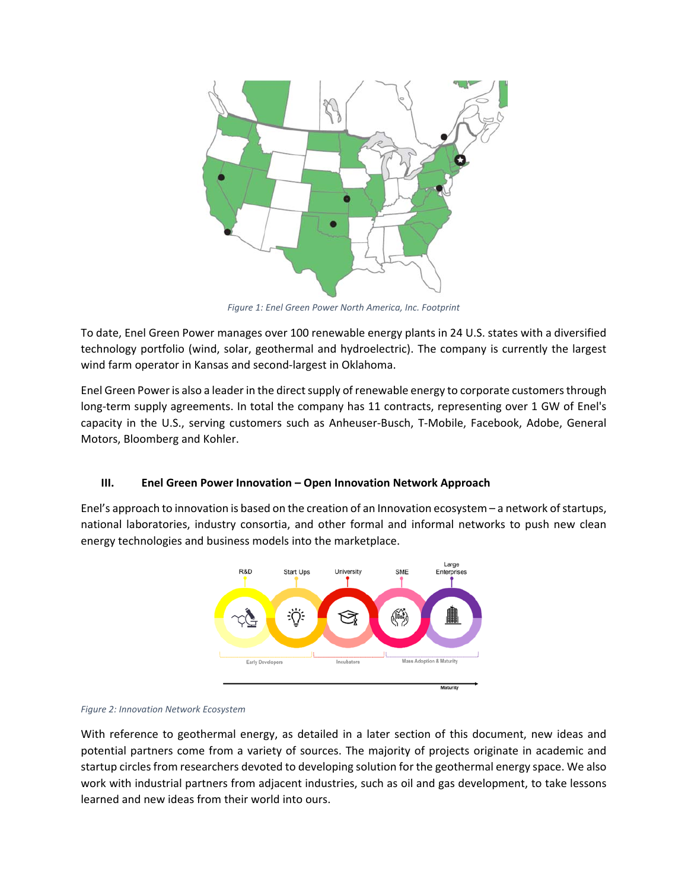*Figure 1: Enel Green Power North America, Inc. Footprint*

To date, Enel Green Power manages over 100 renewable energy plants in 24 U.S. states with a diversified technology portfolio (wind, solar, geothermal and hydroelectric). The company is currently the largest wind farm operator in Kansas and second-largest in Oklahoma.

Enel Green Power is also a leader in the direct supply of renewable energy to corporate customers through long-term supply agreements. In total the company has 11 contracts, representing over 1 GW of Enel's capacity in the U.S., serving customers such as Anheuser-Busch, T-Mobile, Facebook, Adobe, General Motors, Bloomberg and Kohler.

## III. Enel Green Power Innovation – Open Innovation Network Approach

Enel's approach to innovation is based on the creation of an Innovation ecosystem – a network of startups, national laboratories, industry consortia, and other formal and informal networks to push new clean energy technologies and business models into the marketplace.

*Figure 2: Innovation Network Ecosystem*

With reference to geothermal energy, as detailed in a later section of this document, new ideas and potential partners come from a variety of sources. The majority of projects originate in academic and startup circles from researchers devoted to developing solution for the geothermal energy space. We also work with industrial partners from adjacent industries, such as oil and gas development, to take lessons learned and new ideas from their world into ours.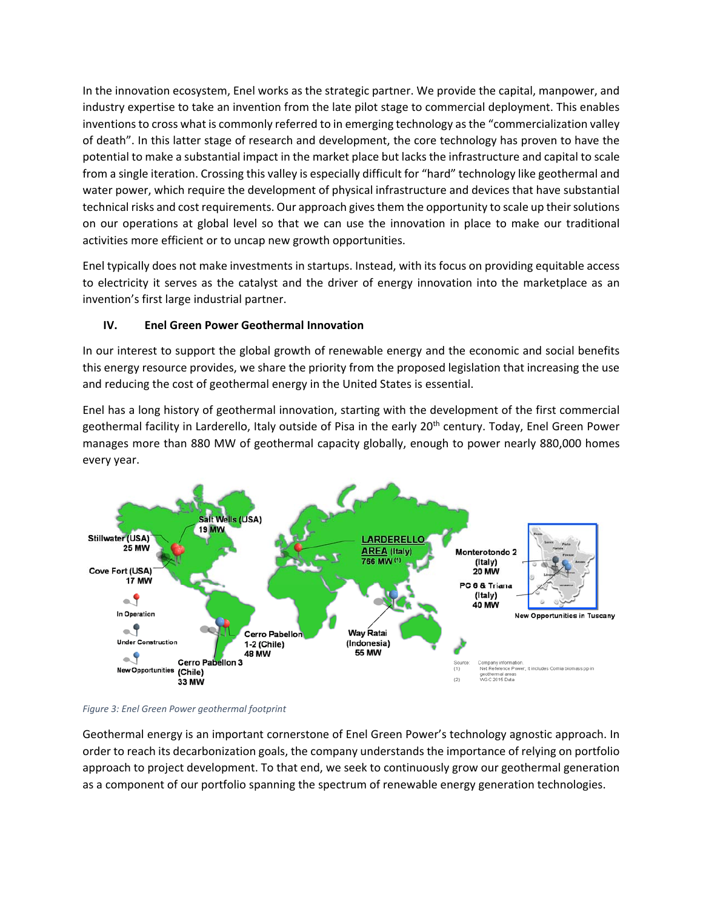In the innovation ecosystem, Enel works as the strategic partner. We provide the capital, manpower, and industry expertise to take an invention from the late pilot stage to commercial deployment. This enables inventions to cross what is commonly referred to in emerging technology as the "commercialization valley of death". In this latter stage of research and development, the core technology has proven to have the potential to make a substantial impact in the market place but lacks the infrastructure and capital to scale from a single iteration. Crossing this valley is especially difficult for "hard" technology like geothermal and water power, which require the development of physical infrastructure and devices that have substantial technical risks and cost requirements. Our approach gives them the opportunity to scale up their solutions on our operations at global level so that we can use the innovation in place to make our traditional activities more efficient or to uncap new growth opportunities.

Enel typically does not make investments in startups. Instead, with its focus on providing equitable access to electricity it serves as the catalyst and the driver of energy innovation into the marketplace as an invention's first large industrial partner.

## IV. Enel Green Power Geothermal Innovation

In our interest to support the global growth of renewable energy and the economic and social benefits this energy resource provides, we share the priority from the proposed legislation that increasing the use and reducing the cost of geothermal energy in the United States is essential.

Enel has a long history of geothermal innovation, starting with the development of the first commercial geothermal facility in Larderello, Italy outside of Pisa in the early 20th century. Today, Enel Green Power manages more than 880 MW of geothermal capacity globally, enough to power nearly 880,000 homes every year.

*Figure 3: Enel Green Power geothermal footprint*

Geothermal energy is an important cornerstone of Enel Green Power's technology agnostic approach. In order to reach its decarbonization goals, the company understands the importance of relying on portfolio approach to project development. To that end, we seek to continuously grow our geothermal generation as a component of our portfolio spanning the spectrum of renewable energy generation technologies.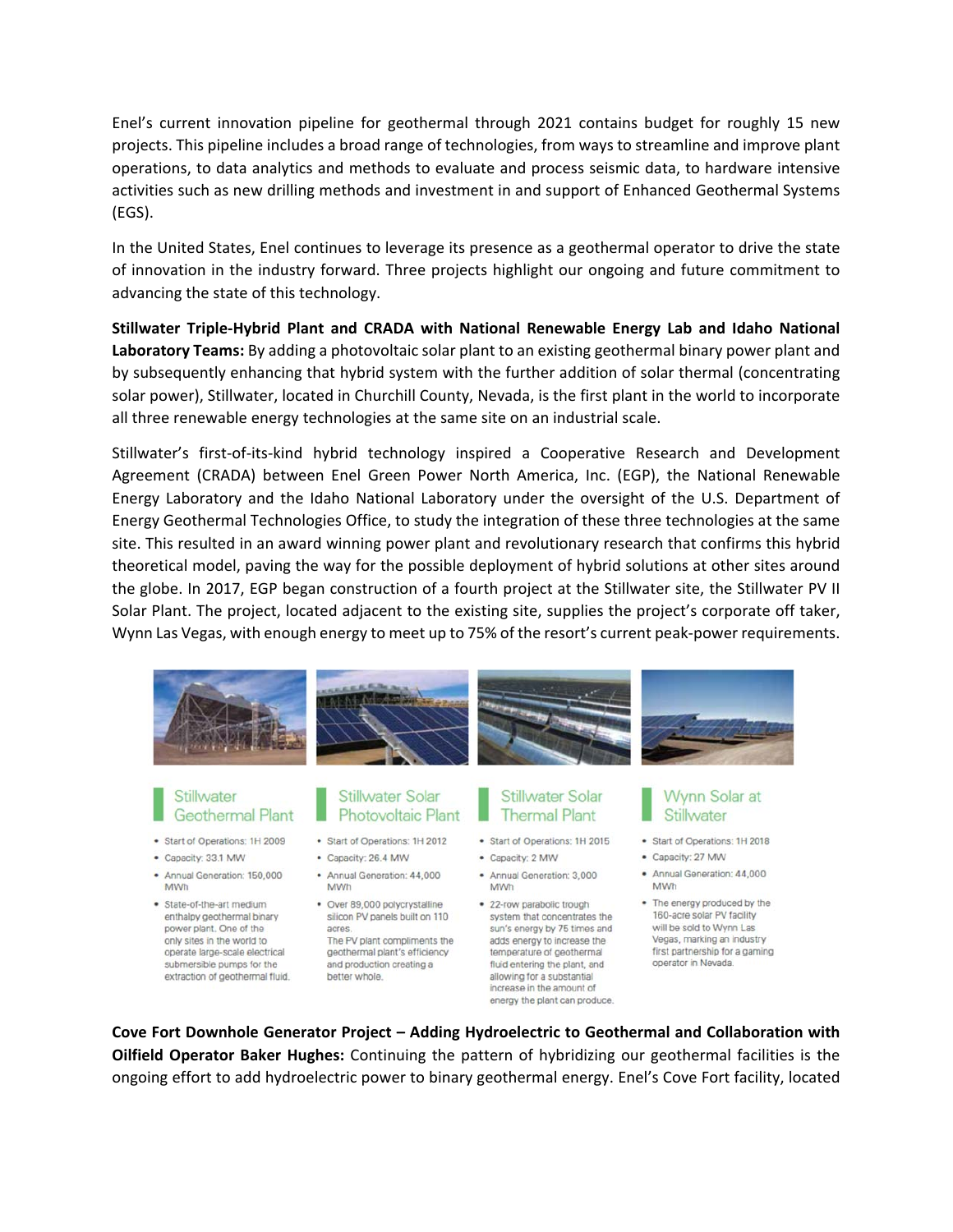Enel's current innovation pipeline for geothermal through 2021 contains budget for roughly 15 new projects. This pipeline includes a broad range of technologies, from ways to streamline and improve plant operations, to data analytics and methods to evaluate and process seismic data, to hardware intensive activities such as new drilling methods and investment in and support of Enhanced Geothermal Systems (EGS).

In the United States, Enel continues to leverage its presence as a geothermal operator to drive the state of innovation in the industry forward. Three projects highlight our ongoing and future commitment to advancing the state of this technology.

**Stillwater Triple-Hybrid Plant and CRADA with National Renewable Energy Lab and Idaho National Laboratory Teams:** By adding a photovoltaic solar plant to an existing geothermal binary power plant and by subsequently enhancing that hybrid system with the further addition of solar thermal (concentrating solar power), Stillwater, located in Churchill County, Nevada, is the first plant in the world to incorporate all three renewable energy technologies at the same site on an industrial scale.

Stillwater's first-of-its-kind hybrid technology inspired a Cooperative Research and Development Agreement (CRADA) between Enel Green Power North America, Inc. (EGP), the National Renewable Energy Laboratory and the Idaho National Laboratory under the oversight of the U.S. Department of Energy Geothermal Technologies Office, to study the integration of these three technologies at the same site. This resulted in an award winning power plant and revolutionary research that confirms this hybrid theoretical model, paving the way for the possible deployment of hybrid solutions at other sites around the globe. In 2017, EGP began construction of a fourth project at the Stillwater site, the Stillwater PV II Solar Plant. The project, located adjacent to the existing site, supplies the project's corporate off taker, Wynn Las Vegas, with enough energy to meet up to 75% of the resort's current peak-power requirements.

### Stillwater Geothermal Plant

- Start of Operations: 1H 2009
- Capacity: 33.1 MW
- Annual Generation: 150,000 MWh
- State-of-the-art medium enthalpy geothermal binary power plant. One of the only sites in the world to operate large-scale electrical submersible pumps for the extraction of geothermal fluid.

### Stillwater Solar Photovoltaic Plant

- Start of Operations: 1H 2012
- Capacity: 26.4 MW
- Annual Generation: 44,000 MWh
- Over 89,000 polycrystalline silicon PV panels built on 110 acres.
  The PV plant compliments the geothermal plant's efficiency and production creating a better whole.

### Stillwater Solar Thermal Plant

- Start of Operations: 1H 2015
- Capacity: 2 MW
- Annual Generation: 3,000 MWh
- 22-row parabolic trough system that concentrates the sun's energy by 75 times and adds energy to increase the temperature of geothermal fluid entering the plant, and allowing for a substantial increase in the amount of energy the plant can produce.

### Wynn Solar at Stillwater

- Start of Operations: 1H 2018
- Capacity: 27 MW
- Annual Generation: 44,000 MWh
- The energy produced by the 160-acre solar PV facility will be sold to Wynn Las Vegas, marking an industry first partnership for a gaming operator in Nevada.

**Cove Fort Downhole Generator Project – Adding Hydroelectric to Geothermal and Collaboration with Oilfield Operator Baker Hughes:** Continuing the pattern of hybridizing our geothermal facilities is the ongoing effort to add hydroelectric power to binary geothermal energy. Enel's Cove Fort facility, located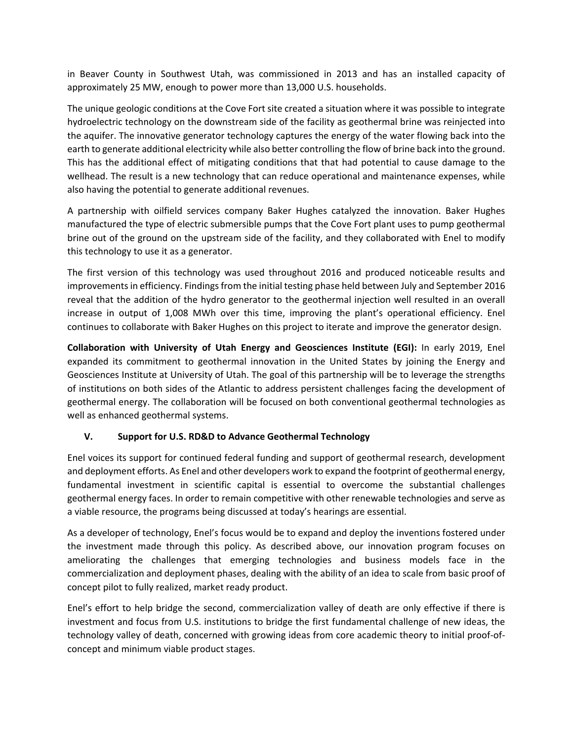in Beaver County in Southwest Utah, was commissioned in 2013 and has an installed capacity of approximately 25 MW, enough to power more than 13,000 U.S. households.

The unique geologic conditions at the Cove Fort site created a situation where it was possible to integrate hydroelectric technology on the downstream side of the facility as geothermal brine was reinjected into the aquifer. The innovative generator technology captures the energy of the water flowing back into the earth to generate additional electricity while also better controlling the flow of brine back into the ground. This has the additional effect of mitigating conditions that that had potential to cause damage to the wellhead. The result is a new technology that can reduce operational and maintenance expenses, while also having the potential to generate additional revenues.

A partnership with oilfield services company Baker Hughes catalyzed the innovation. Baker Hughes manufactured the type of electric submersible pumps that the Cove Fort plant uses to pump geothermal brine out of the ground on the upstream side of the facility, and they collaborated with Enel to modify this technology to use it as a generator.

The first version of this technology was used throughout 2016 and produced noticeable results and improvements in efficiency. Findings from the initial testing phase held between July and September 2016 reveal that the addition of the hydro generator to the geothermal injection well resulted in an overall increase in output of 1,008 MWh over this time, improving the plant's operational efficiency. Enel continues to collaborate with Baker Hughes on this project to iterate and improve the generator design.

**Collaboration with University of Utah Energy and Geosciences Institute (EGI):** In early 2019, Enel expanded its commitment to geothermal innovation in the United States by joining the Energy and Geosciences Institute at University of Utah. The goal of this partnership will be to leverage the strengths of institutions on both sides of the Atlantic to address persistent challenges facing the development of geothermal energy. The collaboration will be focused on both conventional geothermal technologies as well as enhanced geothermal systems.

## V. Support for U.S. RD&D to Advance Geothermal Technology

Enel voices its support for continued federal funding and support of geothermal research, development and deployment efforts. As Enel and other developers work to expand the footprint of geothermal energy, fundamental investment in scientific capital is essential to overcome the substantial challenges geothermal energy faces. In order to remain competitive with other renewable technologies and serve as a viable resource, the programs being discussed at today's hearings are essential.

As a developer of technology, Enel's focus would be to expand and deploy the inventions fostered under the investment made through this policy. As described above, our innovation program focuses on ameliorating the challenges that emerging technologies and business models face in the commercialization and deployment phases, dealing with the ability of an idea to scale from basic proof of concept pilot to fully realized, market ready product.

Enel's effort to help bridge the second, commercialization valley of death are only effective if there is investment and focus from U.S. institutions to bridge the first fundamental challenge of new ideas, the technology valley of death, concerned with growing ideas from core academic theory to initial proof-of-concept and minimum viable product stages.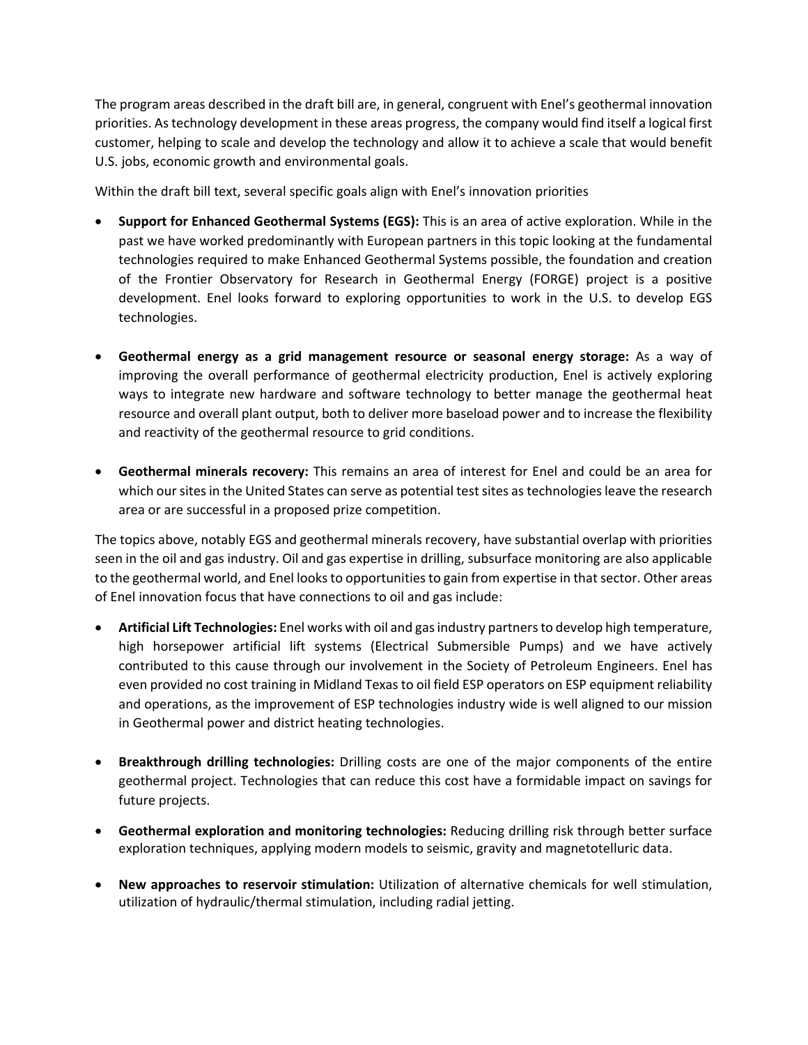The program areas described in the draft bill are, in general, congruent with Enel's geothermal innovation priorities. As technology development in these areas progress, the company would find itself a logical first customer, helping to scale and develop the technology and allow it to achieve a scale that would benefit U.S. jobs, economic growth and environmental goals.

Within the draft bill text, several specific goals align with Enel's innovation priorities

- **Support for Enhanced Geothermal Systems (EGS):** This is an area of active exploration. While in the past we have worked predominantly with European partners in this topic looking at the fundamental technologies required to make Enhanced Geothermal Systems possible, the foundation and creation of the Frontier Observatory for Research in Geothermal Energy (FORGE) project is a positive development. Enel looks forward to exploring opportunities to work in the U.S. to develop EGS technologies.

- **Geothermal energy as a grid management resource or seasonal energy storage:** As a way of improving the overall performance of geothermal electricity production, Enel is actively exploring ways to integrate new hardware and software technology to better manage the geothermal heat resource and overall plant output, both to deliver more baseload power and to increase the flexibility and reactivity of the geothermal resource to grid conditions.

- **Geothermal minerals recovery:** This remains an area of interest for Enel and could be an area for which our sites in the United States can serve as potential test sites as technologies leave the research area or are successful in a proposed prize competition.

The topics above, notably EGS and geothermal minerals recovery, have substantial overlap with priorities seen in the oil and gas industry. Oil and gas expertise in drilling, subsurface monitoring are also applicable to the geothermal world, and Enel looks to opportunities to gain from expertise in that sector. Other areas of Enel innovation focus that have connections to oil and gas include:

- **Artificial Lift Technologies:** Enel works with oil and gas industry partners to develop high temperature, high horsepower artificial lift systems (Electrical Submersible Pumps) and we have actively contributed to this cause through our involvement in the Society of Petroleum Engineers. Enel has even provided no cost training in Midland Texas to oil field ESP operators on ESP equipment reliability and operations, as the improvement of ESP technologies industry wide is well aligned to our mission in Geothermal power and district heating technologies.

- **Breakthrough drilling technologies:** Drilling costs are one of the major components of the entire geothermal project. Technologies that can reduce this cost have a formidable impact on savings for future projects.

- **Geothermal exploration and monitoring technologies:** Reducing drilling risk through better surface exploration techniques, applying modern models to seismic, gravity and magnetotelluric data.

- **New approaches to reservoir stimulation:** Utilization of alternative chemicals for well stimulation, utilization of hydraulic/thermal stimulation, including radial jetting.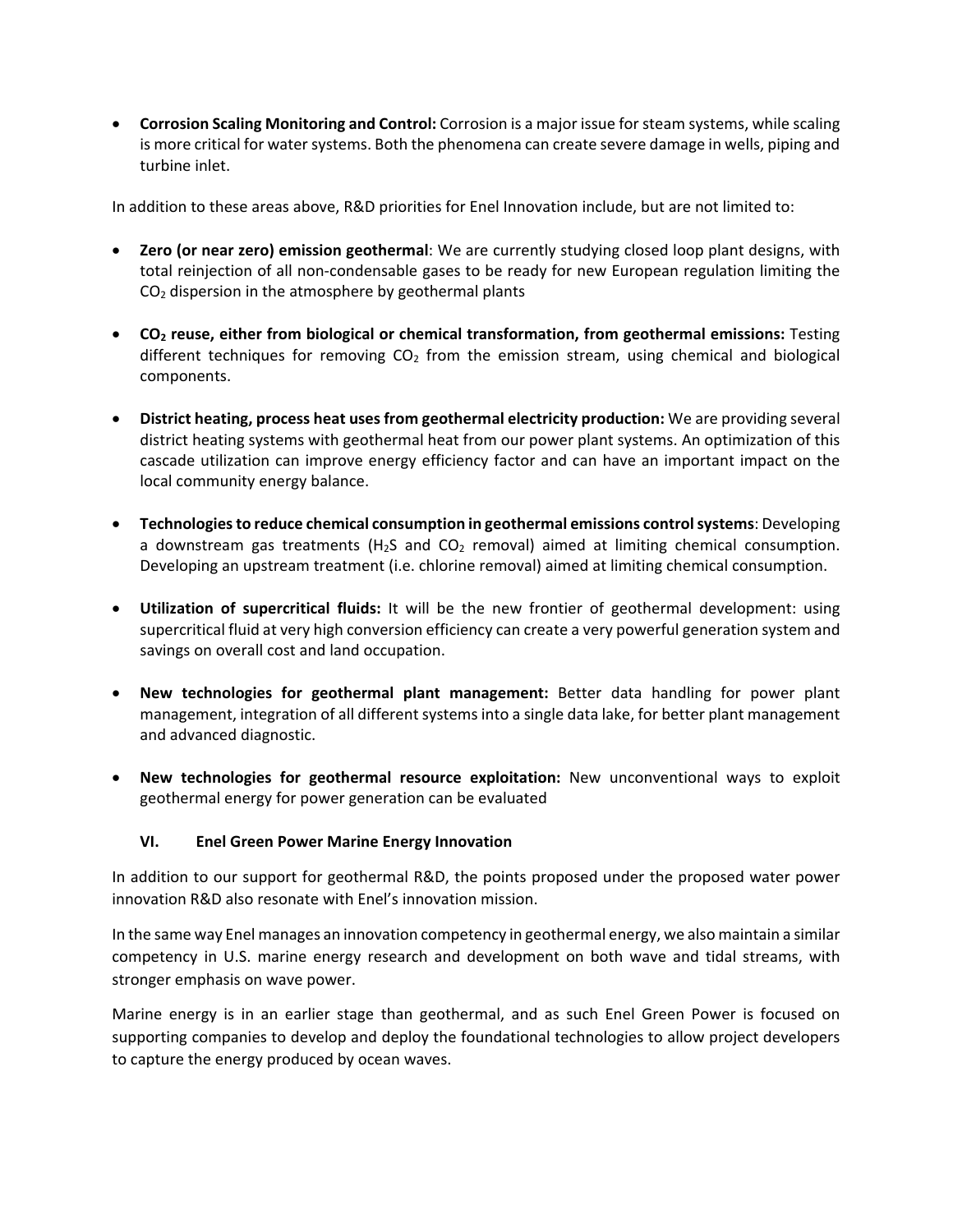- **Corrosion Scaling Monitoring and Control:** Corrosion is a major issue for steam systems, while scaling is more critical for water systems. Both the phenomena can create severe damage in wells, piping and turbine inlet.

In addition to these areas above, R&D priorities for Enel Innovation include, but are not limited to:

- **Zero (or near zero) emission geothermal**: We are currently studying closed loop plant designs, with total reinjection of all non-condensable gases to be ready for new European regulation limiting the $CO_2$ dispersion in the atmosphere by geothermal plants

- **$CO_2$ reuse, either from biological or chemical transformation, from geothermal emissions:** Testing different techniques for removing $CO_2$ from the emission stream, using chemical and biological components.

- **District heating, process heat uses from geothermal electricity production:** We are providing several district heating systems with geothermal heat from our power plant systems. An optimization of this cascade utilization can improve energy efficiency factor and can have an important impact on the local community energy balance.

- **Technologies to reduce chemical consumption in geothermal emissions control systems**: Developing a downstream gas treatments ($H_2S$ and $CO_2$ removal) aimed at limiting chemical consumption. Developing an upstream treatment (i.e. chlorine removal) aimed at limiting chemical consumption.

- **Utilization of supercritical fluids:** It will be the new frontier of geothermal development: using supercritical fluid at very high conversion efficiency can create a very powerful generation system and savings on overall cost and land occupation.

- **New technologies for geothermal plant management:** Better data handling for power plant management, integration of all different systems into a single data lake, for better plant management and advanced diagnostic.

- **New technologies for geothermal resource exploitation:** New unconventional ways to exploit geothermal energy for power generation can be evaluated

## VI. Enel Green Power Marine Energy Innovation

In addition to our support for geothermal R&D, the points proposed under the proposed water power innovation R&D also resonate with Enel's innovation mission.

In the same way Enel manages an innovation competency in geothermal energy, we also maintain a similar competency in U.S. marine energy research and development on both wave and tidal streams, with stronger emphasis on wave power.

Marine energy is in an earlier stage than geothermal, and as such Enel Green Power is focused on supporting companies to develop and deploy the foundational technologies to allow project developers to capture the energy produced by ocean waves.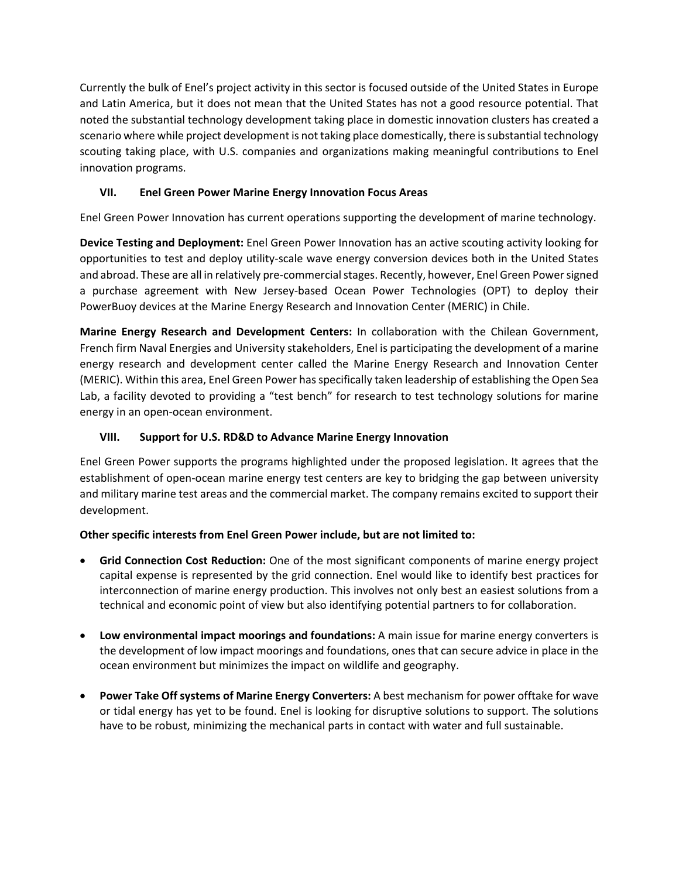Currently the bulk of Enel's project activity in this sector is focused outside of the United States in Europe and Latin America, but it does not mean that the United States has not a good resource potential. That noted the substantial technology development taking place in domestic innovation clusters has created a scenario where while project development is not taking place domestically, there is substantial technology scouting taking place, with U.S. companies and organizations making meaningful contributions to Enel innovation programs.

## VII. Enel Green Power Marine Energy Innovation Focus Areas

Enel Green Power Innovation has current operations supporting the development of marine technology.

**Device Testing and Deployment:** Enel Green Power Innovation has an active scouting activity looking for opportunities to test and deploy utility-scale wave energy conversion devices both in the United States and abroad. These are all in relatively pre-commercial stages. Recently, however, Enel Green Power signed a purchase agreement with New Jersey-based Ocean Power Technologies (OPT) to deploy their PowerBuoy devices at the Marine Energy Research and Innovation Center (MERIC) in Chile.

**Marine Energy Research and Development Centers:** In collaboration with the Chilean Government, French firm Naval Energies and University stakeholders, Enel is participating the development of a marine energy research and development center called the Marine Energy Research and Innovation Center (MERIC). Within this area, Enel Green Power has specifically taken leadership of establishing the Open Sea Lab, a facility devoted to providing a "test bench" for research to test technology solutions for marine energy in an open-ocean environment.

## VIII. Support for U.S. RD&D to Advance Marine Energy Innovation

Enel Green Power supports the programs highlighted under the proposed legislation. It agrees that the establishment of open-ocean marine energy test centers are key to bridging the gap between university and military marine test areas and the commercial market. The company remains excited to support their development.

**Other specific interests from Enel Green Power include, but are not limited to:**

- **Grid Connection Cost Reduction:** One of the most significant components of marine energy project capital expense is represented by the grid connection. Enel would like to identify best practices for interconnection of marine energy production. This involves not only best an easiest solutions from a technical and economic point of view but also identifying potential partners to for collaboration.

- **Low environmental impact moorings and foundations:** A main issue for marine energy converters is the development of low impact moorings and foundations, ones that can secure advice in place in the ocean environment but minimizes the impact on wildlife and geography.

- **Power Take Off systems of Marine Energy Converters:** A best mechanism for power offtake for wave or tidal energy has yet to be found. Enel is looking for disruptive solutions to support. The solutions have to be robust, minimizing the mechanical parts in contact with water and full sustainable.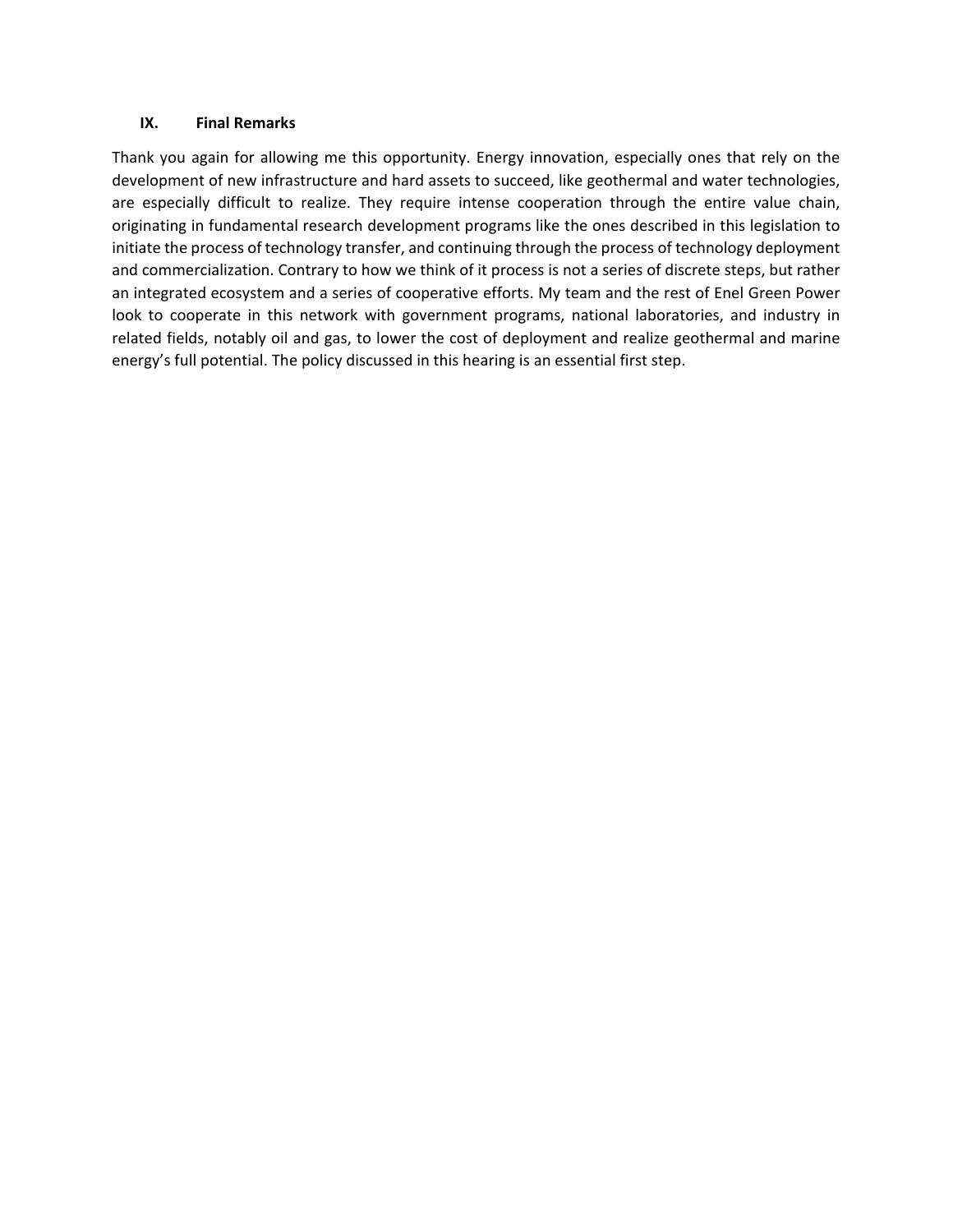## IX. Final Remarks

Thank you again for allowing me this opportunity. Energy innovation, especially ones that rely on the development of new infrastructure and hard assets to succeed, like geothermal and water technologies, are especially difficult to realize. They require intense cooperation through the entire value chain, originating in fundamental research development programs like the ones described in this legislation to initiate the process of technology transfer, and continuing through the process of technology deployment and commercialization. Contrary to how we think of it process is not a series of discrete steps, but rather an integrated ecosystem and a series of cooperative efforts. My team and the rest of Enel Green Power look to cooperate in this network with government programs, national laboratories, and industry in related fields, notably oil and gas, to lower the cost of deployment and realize geothermal and marine energy's full potential. The policy discussed in this hearing is an essential first step.